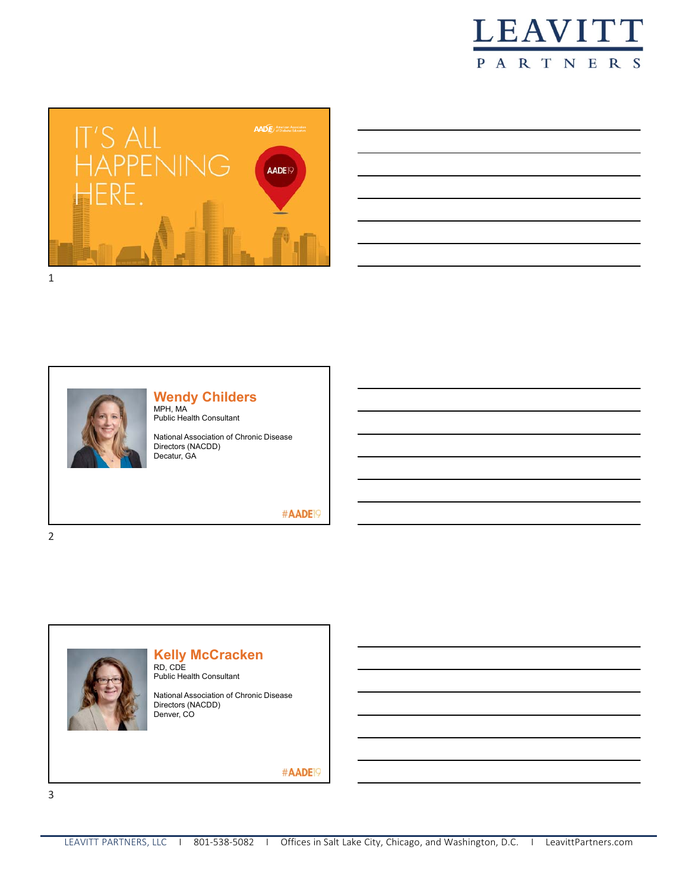LEAVITT PARTNERS

IT'S ALL HAPPENING HERE.

AADE19

**Wendy Childers**
MPH, MA
Public Health Consultant

National Association of Chronic Disease Directors (NACDD)
Decatur, GA

#AADE19

**Kelly McCracken**
RD, CDE
Public Health Consultant

National Association of Chronic Disease Directors (NACDD)
Denver, CO

#AADE19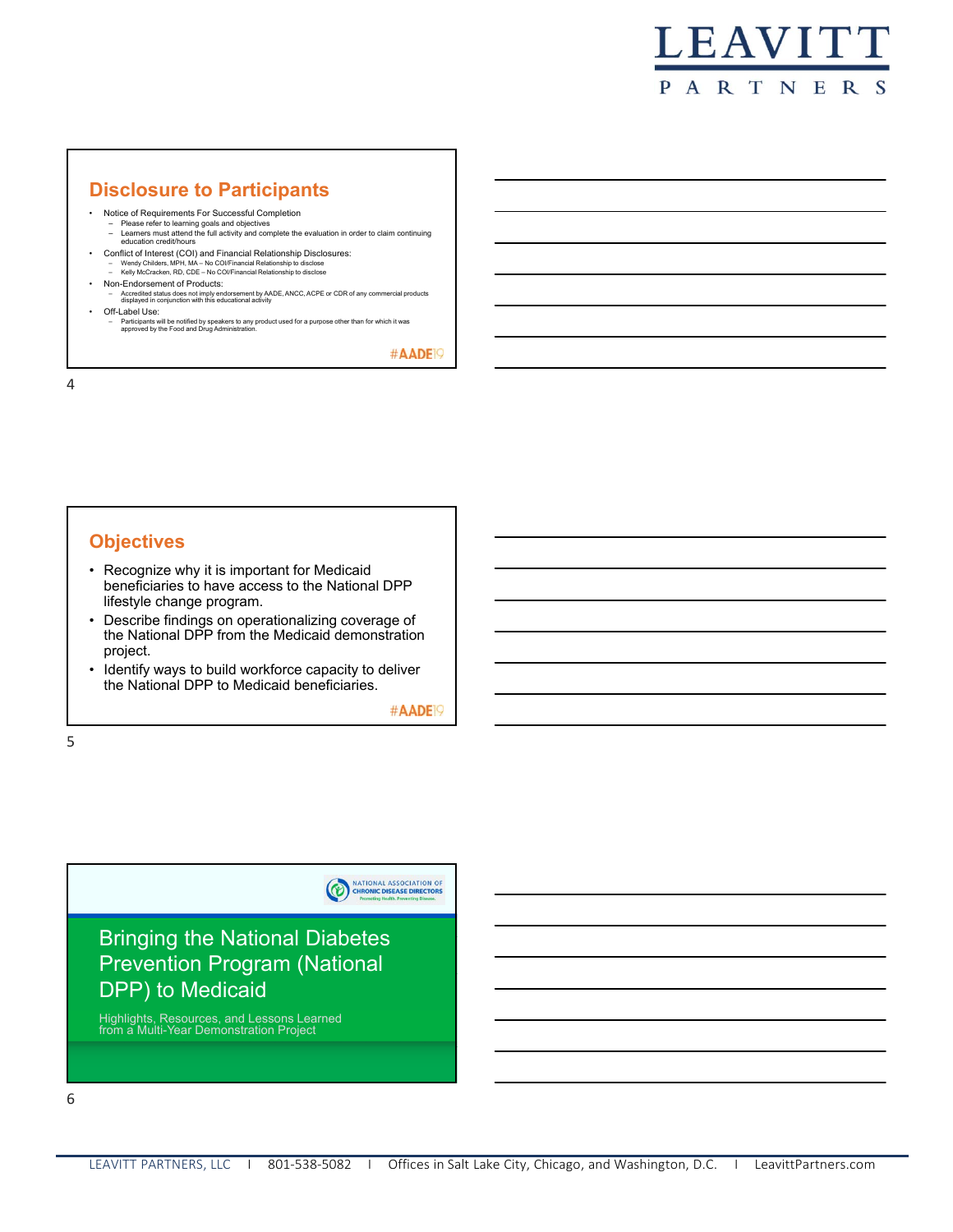## Disclosure to Participants

- Notice of Requirements For Successful Completion
  - Please refer to learning goals and objectives
  - Learners must attend the full activity and complete the evaluation in order to claim continuing education credit/hours
- Conflict of Interest (COI) and Financial Relationship Disclosures:
  - Wendy Childers, MPH, MA – No COI/Financial Relationship to disclose
  - Kelly McCracken, RD, CDE – No COI/Financial Relationship to disclose
- Non-Endorsement of Products:
  - Accredited status does not imply endorsement by AADE, ANCC, ACPE or CDR of any commercial products displayed in conjunction with this educational activity
- Off-Label Use:
  - Participants will be notified by speakers to any product used for a purpose other than for which it was approved by the Food and Drug Administration.

#AADE19

## Objectives

- Recognize why it is important for Medicaid beneficiaries to have access to the National DPP lifestyle change program.
- Describe findings on operationalizing coverage of the National DPP from the Medicaid demonstration project.
- Identify ways to build workforce capacity to deliver the National DPP to Medicaid beneficiaries.

#AADE19

NATIONAL ASSOCIATION OF CHRONIC DISEASE DIRECTORS
Promoting Health. Preventing Disease.

## Bringing the National Diabetes Prevention Program (National DPP) to Medicaid

Highlights, Resources, and Lessons Learned from a Multi-Year Demonstration Project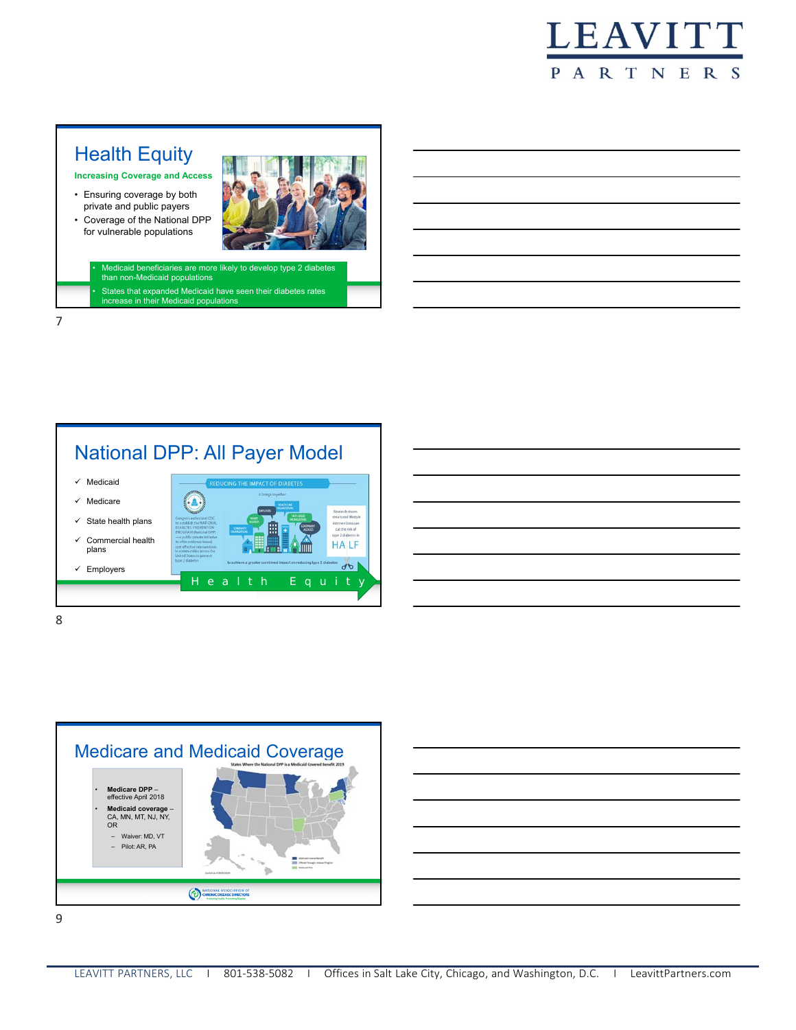## Health Equity

**Increasing Coverage and Access**

- Ensuring coverage by both private and public payers
- Coverage of the National DPP for vulnerable populations

- Medicaid beneficiaries are more likely to develop type 2 diabetes than non-Medicaid populations
- States that expanded Medicaid have seen their diabetes rates increase in their Medicaid populations

## National DPP: All Payer Model

- ✓ Medicaid
- ✓ Medicare
- ✓ State health plans
- ✓ Commercial health plans
- ✓ Employers

Health Equity

## Medicare and Medicaid Coverage

- **Medicare DPP** – effective April 2018
- **Medicaid coverage** – CA, MN, MT, NJ, NY, OR
  - Waiver: MD, VT
  - Pilot: AR, PA

States Where the National DPP is a Medicaid Covered Benefit 2019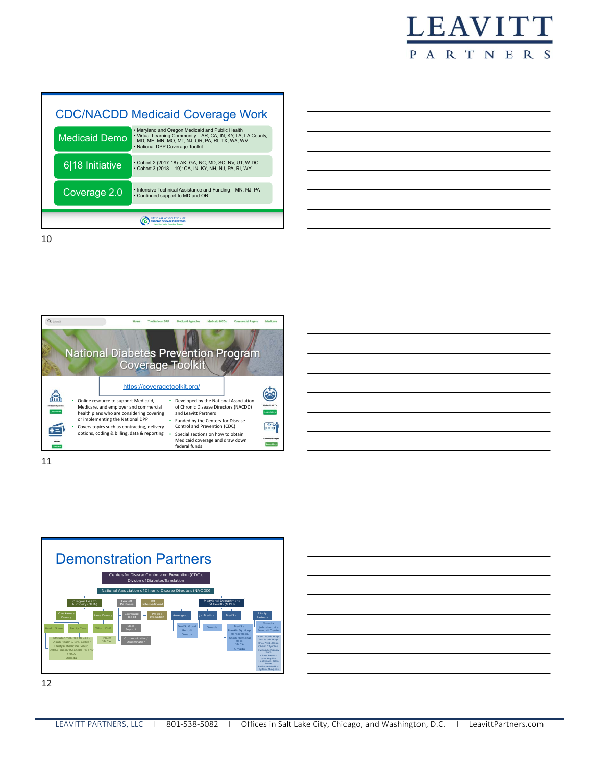## CDC/NACDD Medicaid Coverage Work

| | |
|---|---|
| Medicaid Demo | • Maryland and Oregon Medicaid and Public Health<br>• Virtual Learning Community – AR, CA, IN, KY, LA, LA County, MD, ME, MN, MO, MT, NJ, OR, PA, RI, TX, WA, WV<br>• National DPP Coverage Toolkit |
| 6\|18 Initiative | • Cohort 2 (2017-18): AK, GA, NC, MD, SC, NV, UT, W-DC,<br>• Cohort 3 (2018 – 19): CA, IN, KY, NH, NJ, PA, RI, WY |
| Coverage 2.0 | • Intensive Technical Assistance and Funding – MN, NJ, PA<br>• Continued support to MD and OR |

NATIONAL ASSOCIATION OF CHRONIC DISEASE DIRECTORS

10

Home | The National DPP | Medicaid Agencies | Medicaid MCOs | Commercial Payers | Medicare

## National Diabetes Prevention Program Coverage Toolkit

https://coveragetoolkit.org/

- Online resource to support Medicaid, Medicare, and employer and commercial health plans who are considering covering or implementing the National DPP
- Covers topics such as contracting, delivery options, coding & billing, data & reporting
- Developed by the National Association of Chronic Disease Directors (NACDD) and Leavitt Partners
- Funded by the Centers for Disease Control and Prevention (CDC)
- Special sections on how to obtain Medicaid coverage and draw down federal funds

11

## Demonstration Partners

- Centers for Disease Control and Prevention (CDC), Division of Diabetes Translation
  - National Association of Chronic Disease Directors (NACDD)
    - Oregon Health Authority (OHA)
      - Clackamas County
        - Health Share
        - Family Care
      - Lane County
        - Trillium CHP
          - Trillium YMCA
      - African Amer. Health Coal., Asian Health & Svc. Center, Lifestyle Medicine Group, OHSU Tualty (Spanish)-HSonly, YMCA, Omada
    - Leavitt Partners
      - Coverage Toolkit
      - State Support
      - Communication/Dissemination
    - RTI International
      - Project Evaluation
    - Maryland Department of Health (MDH)
      - Amerigroup
        - Soul So Good, Retrofit, Omada
      - Jai Medical
        - Omada
      - MedStar
        - MedStar Franklin Sq. Hosp., Harbor Hosp., Union Memorial Hosp., YMCA, Omada
      - Priority Partners
        - Omada, Johns Hopkins Bayview Medical Center
        - Mem. Baptist Hosp., Zion Baptist Hosp., Sinai Penob. Hosp., Chevin City Clinic, Greenville Primary Care, Chase Brexton, Johns Hopkins HealthCare–Glen Burnie, Baltimore Medical System–St.Agnes

12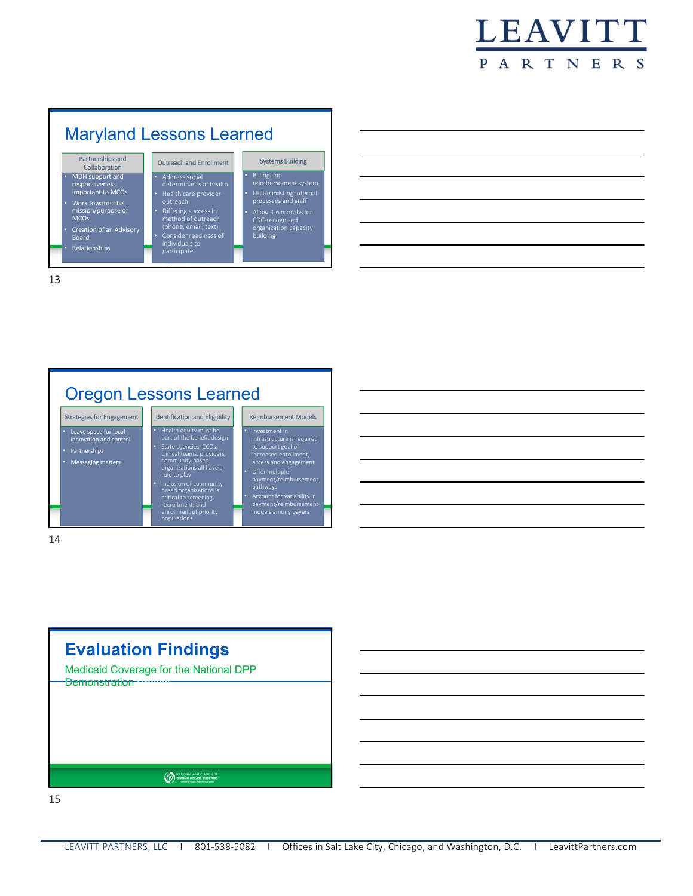## Maryland Lessons Learned

**Partnerships and Collaboration**

- MDH support and responsiveness important to MCOs
- Work towards the mission/purpose of MCOs
- Creation of an Advisory Board
- Relationships

**Outreach and Enrollment**

- Address social determinants of health
- Health care provider outreach
- Differing success in method of outreach (phone, email, text)
- Consider readiness of individuals to participate

**Systems Building**

- Billing and reimbursement system
- Utilize existing internal processes and staff
- Allow 3-6 months for CDC-recognized organization capacity building

## Oregon Lessons Learned

**Strategies for Engagement**

- Leave space for local innovation and control
- Partnerships
- Messaging matters

**Identification and Eligibility**

- Health equity must be part of the benefit design
- State agencies, CCOs, clinical teams, providers, community-based organizations all have a role to play
- Inclusion of community-based organizations is critical to screening, recruitment, and enrollment of priority populations

**Reimbursement Models**

- Investment in infrastructure is required to support goal of increased enrollment, access and engagement
- Offer multiple payment/reimbursement pathways
- Account for variability in payment/reimbursement models among payers

## Evaluation Findings

Medicaid Coverage for the National DPP Demonstration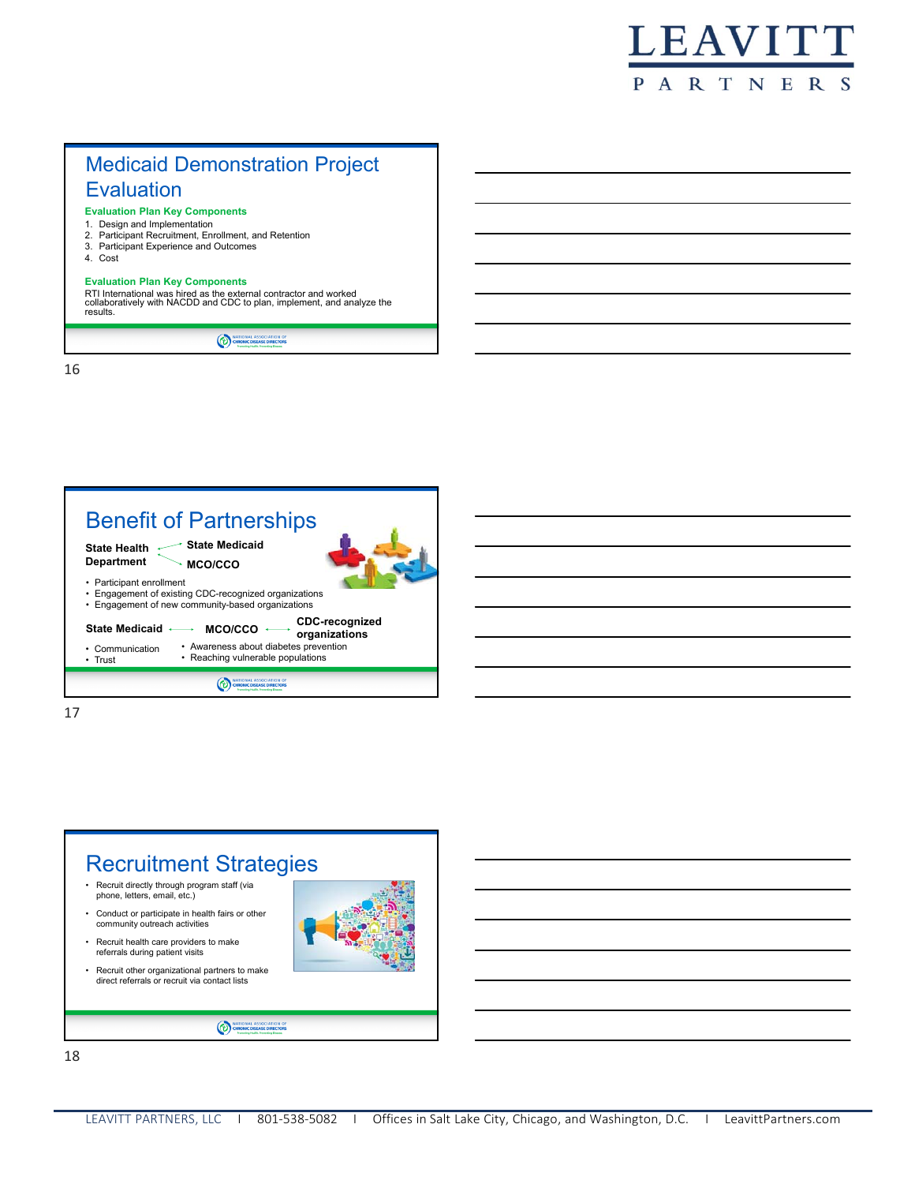## Medicaid Demonstration Project Evaluation

**Evaluation Plan Key Components**

1. Design and Implementation
2. Participant Recruitment, Enrollment, and Retention
3. Participant Experience and Outcomes
4. Cost

**Evaluation Plan Key Components**

RTI International was hired as the external contractor and worked collaboratively with NACDD and CDC to plan, implement, and analyze the results.

## Benefit of Partnerships

**State Health Department** → **State Medicaid**, **MCO/CCO**

- Participant enrollment
- Engagement of existing CDC-recognized organizations
- Engagement of new community-based organizations

**State Medicaid** ↔ **MCO/CCO** ↔ **CDC-recognized organizations**

- Communication
- Trust

- Awareness about diabetes prevention
- Reaching vulnerable populations

## Recruitment Strategies

- Recruit directly through program staff (via phone, letters, email, etc.)
- Conduct or participate in health fairs or other community outreach activities
- Recruit health care providers to make referrals during patient visits
- Recruit other organizational partners to make direct referrals or recruit via contact lists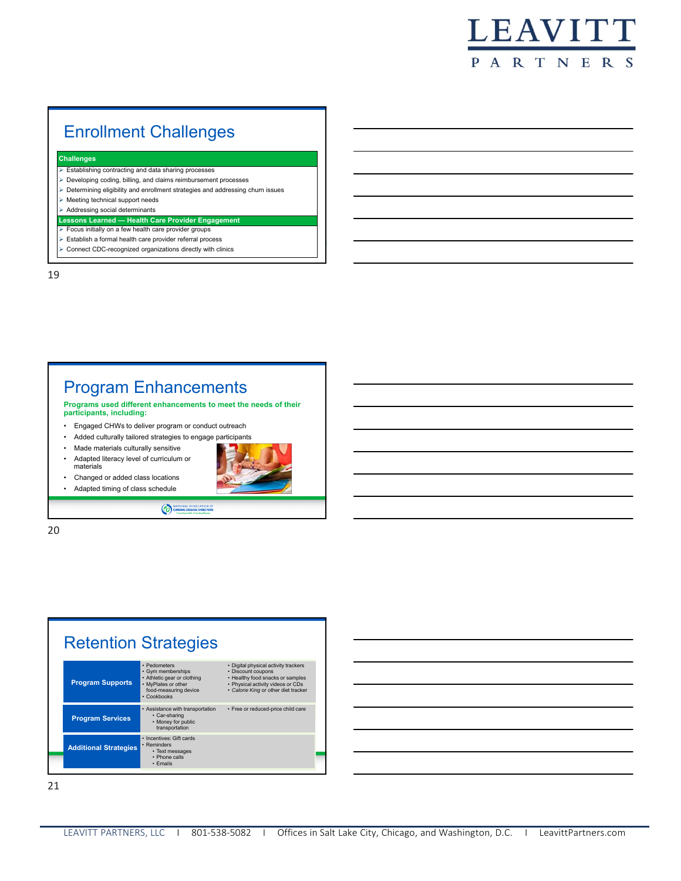## Enrollment Challenges

| Challenges |
|---|
| ➢ Establishing contracting and data sharing processes |
| ➢ Developing coding, billing, and claims reimbursement processes |
| ➢ Determining eligibility and enrollment strategies and addressing churn issues |
| ➢ Meeting technical support needs |
| ➢ Addressing social determinants |
| **Lessons Learned — Health Care Provider Engagement** |
| ➢ Focus initially on a few health care provider groups |
| ➢ Establish a formal health care provider referral process |
| ➢ Connect CDC-recognized organizations directly with clinics |

19

## Program Enhancements

**Programs used different enhancements to meet the needs of their participants, including:**

- Engaged CHWs to deliver program or conduct outreach
- Added culturally tailored strategies to engage participants
- Made materials culturally sensitive
- Adapted literacy level of curriculum or materials
- Changed or added class locations
- Adapted timing of class schedule

20

## Retention Strategies

| | | |
|---|---|---|
| **Program Supports** | • Pedometers<br>• Gym memberships<br>• Athletic gear or clothing<br>• MyPlates or other food-measuring device<br>• Cookbooks | • Digital physical activity trackers<br>• Discount coupons<br>• Healthy food snacks or samples<br>• Physical activity videos or CDs<br>• *Calorie King* or other diet tracker |
| **Program Services** | • Assistance with transportation<br>  • Car-sharing<br>  • Money for public transportation | • Free or reduced-price child care |
| **Additional Strategies** | • Incentives: Gift cards<br>• Reminders<br>  • Text messages<br>  • Phone calls<br>  • Emails | |

21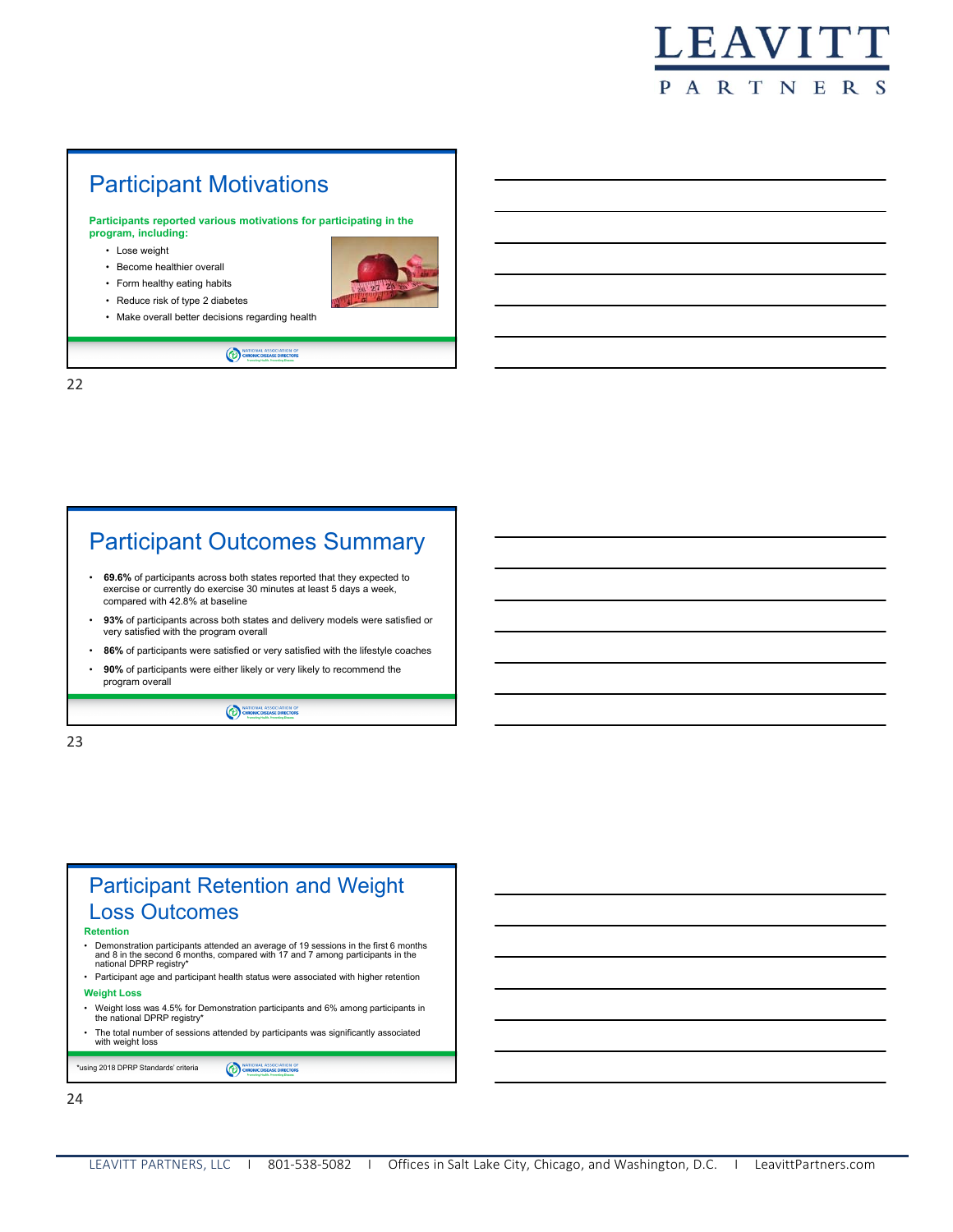## Participant Motivations

**Participants reported various motivations for participating in the program, including:**

- Lose weight
- Become healthier overall
- Form healthy eating habits
- Reduce risk of type 2 diabetes
- Make overall better decisions regarding health

## Participant Outcomes Summary

- **69.6%** of participants across both states reported that they expected to exercise or currently do exercise 30 minutes at least 5 days a week, compared with 42.8% at baseline
- **93%** of participants across both states and delivery models were satisfied or very satisfied with the program overall
- **86%** of participants were satisfied or very satisfied with the lifestyle coaches
- **90%** of participants were either likely or very likely to recommend the program overall

## Participant Retention and Weight Loss Outcomes

**Retention**

- Demonstration participants attended an average of 19 sessions in the first 6 months and 8 in the second 6 months, compared with 17 and 7 among participants in the national DPRP registry*
- Participant age and participant health status were associated with higher retention

**Weight Loss**

- Weight loss was 4.5% for Demonstration participants and 6% among participants in the national DPRP registry*
- The total number of sessions attended by participants was significantly associated with weight loss

*using 2018 DPRP Standards' criteria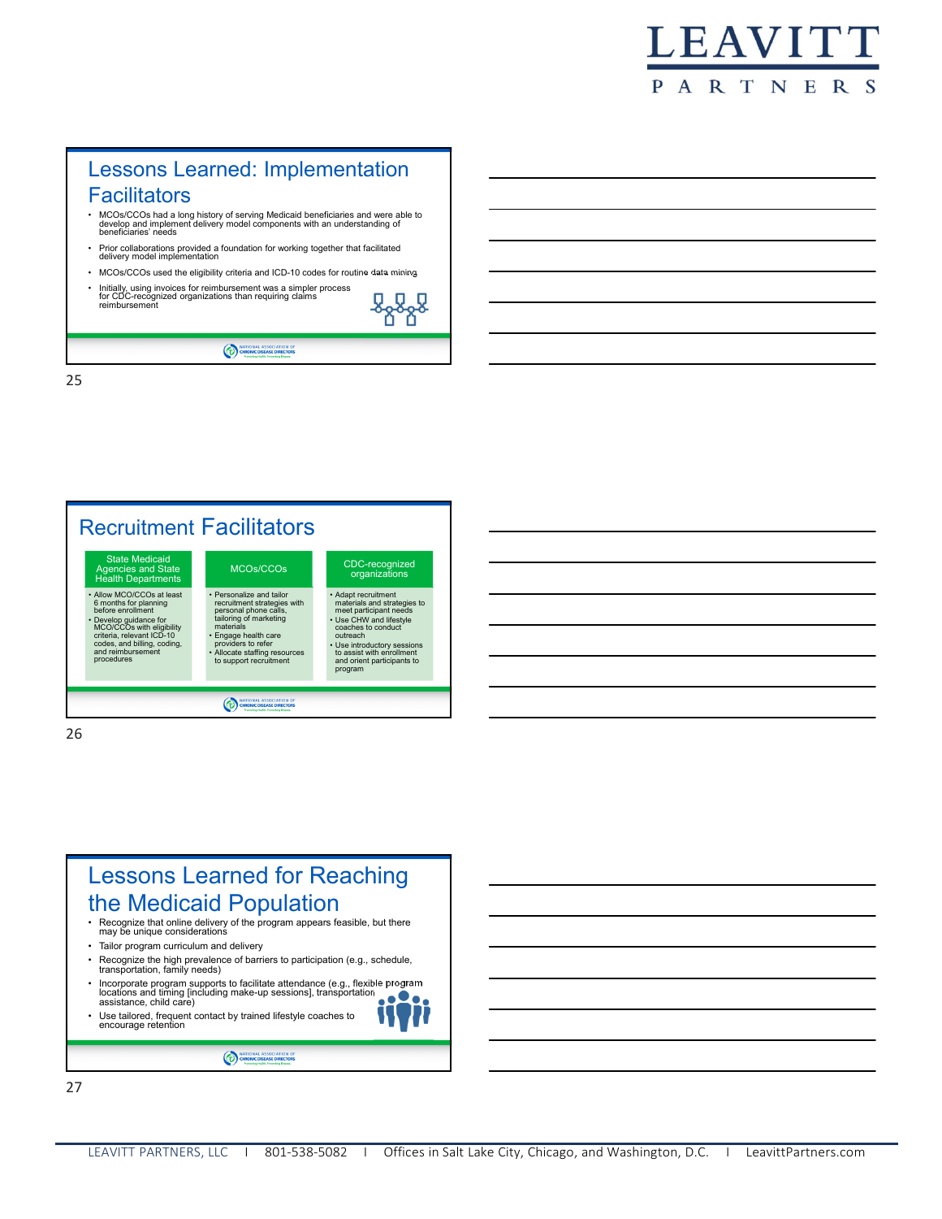## Lessons Learned: Implementation Facilitators

- MCOs/CCOs had a long history of serving Medicaid beneficiaries and were able to develop and implement delivery model components with an understanding of beneficiaries' needs
- Prior collaborations provided a foundation for working together that facilitated delivery model implementation
- MCOs/CCOs used the eligibility criteria and ICD-10 codes for routine data mining
- Initially, using invoices for reimbursement was a simpler process for CDC-recognized organizations than requiring claims reimbursement

## Recruitment Facilitators

| State Medicaid Agencies and State Health Departments | MCOs/CCOs | CDC-recognized organizations |
|---|---|---|
| • Allow MCO/CCOs at least 6 months for planning before enrollment<br>• Develop guidance for MCO/CCOs with eligibility criteria, relevant ICD-10 codes, and billing, coding, and reimbursement procedures | • Personalize and tailor recruitment strategies with personal phone calls, tailoring of marketing materials<br>• Engage health care providers to refer<br>• Allocate staffing resources to support recruitment | • Adapt recruitment materials and strategies to meet participant needs<br>• Use CHW and lifestyle coaches to conduct outreach<br>• Use introductory sessions to assist with enrollment and orient participants to program |

## Lessons Learned for Reaching the Medicaid Population

- Recognize that online delivery of the program appears feasible, but there may be unique considerations
- Tailor program curriculum and delivery
- Recognize the high prevalence of barriers to participation (e.g., schedule, transportation, family needs)
- Incorporate program supports to facilitate attendance (e.g., flexible program locations and timing [including make-up sessions], transportation assistance, child care)
- Use tailored, frequent contact by trained lifestyle coaches to encourage retention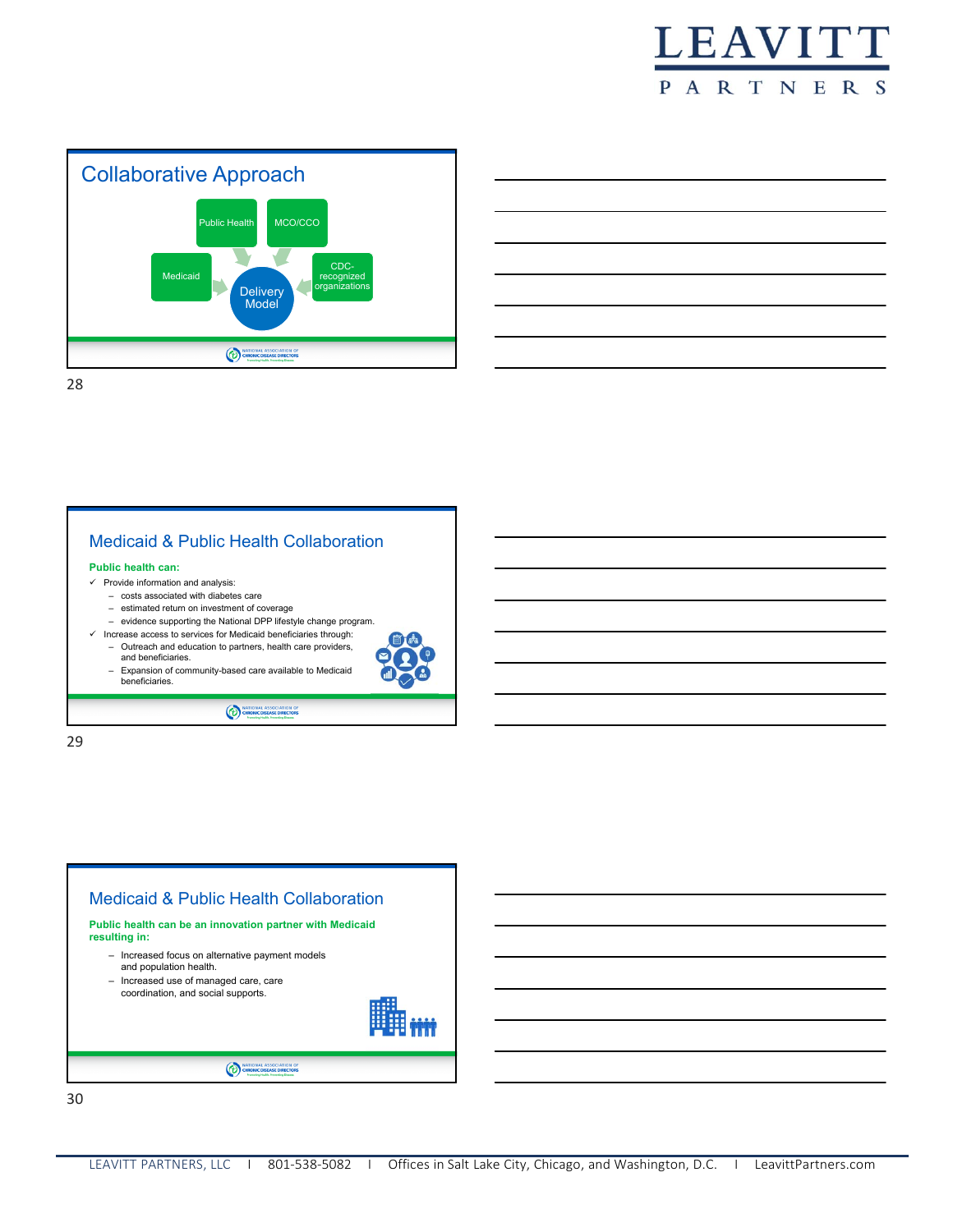## Collaborative Approach

Public Health | MCO/CCO | Medicaid | CDC-recognized organizations | Delivery Model

## Medicaid & Public Health Collaboration

**Public health can:**

- ✓ Provide information and analysis:
  - costs associated with diabetes care
  - estimated return on investment of coverage
  - evidence supporting the National DPP lifestyle change program.
- ✓ Increase access to services for Medicaid beneficiaries through:
  - Outreach and education to partners, health care providers, and beneficiaries.
  - Expansion of community-based care available to Medicaid beneficiaries.

## Medicaid & Public Health Collaboration

**Public health can be an innovation partner with Medicaid resulting in:**

- Increased focus on alternative payment models and population health.
- Increased use of managed care, care coordination, and social supports.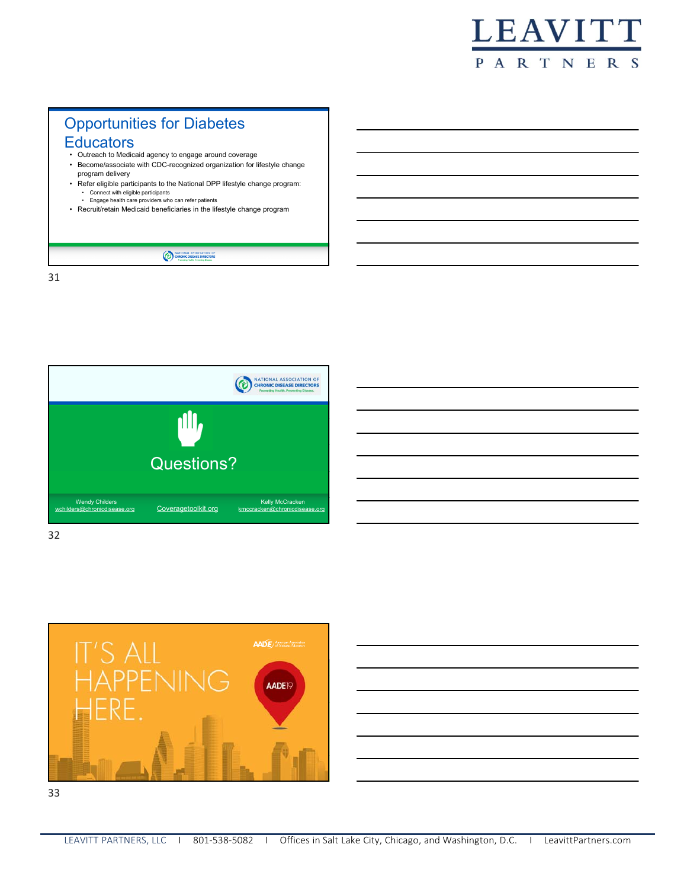## Opportunities for Diabetes Educators

- Outreach to Medicaid agency to engage around coverage
- Become/associate with CDC-recognized organization for lifestyle change program delivery
- Refer eligible participants to the National DPP lifestyle change program:
  - Connect with eligible participants
  - Engage health care providers who can refer patients
- Recruit/retain Medicaid beneficiaries in the lifestyle change program

NATIONAL ASSOCIATION OF CHRONIC DISEASE DIRECTORS

31

NATIONAL ASSOCIATION OF CHRONIC DISEASE DIRECTORS
Promoting Health. Preventing Disease.

## Questions?

Wendy Childers
wchilders@chronicdisease.org

Coveragetoolkit.org

Kelly McCracken
kmccracken@chronicdisease.org

32

IT'S ALL HAPPENING HERE.

AADE American Association of Diabetes Educators

AADE19

33